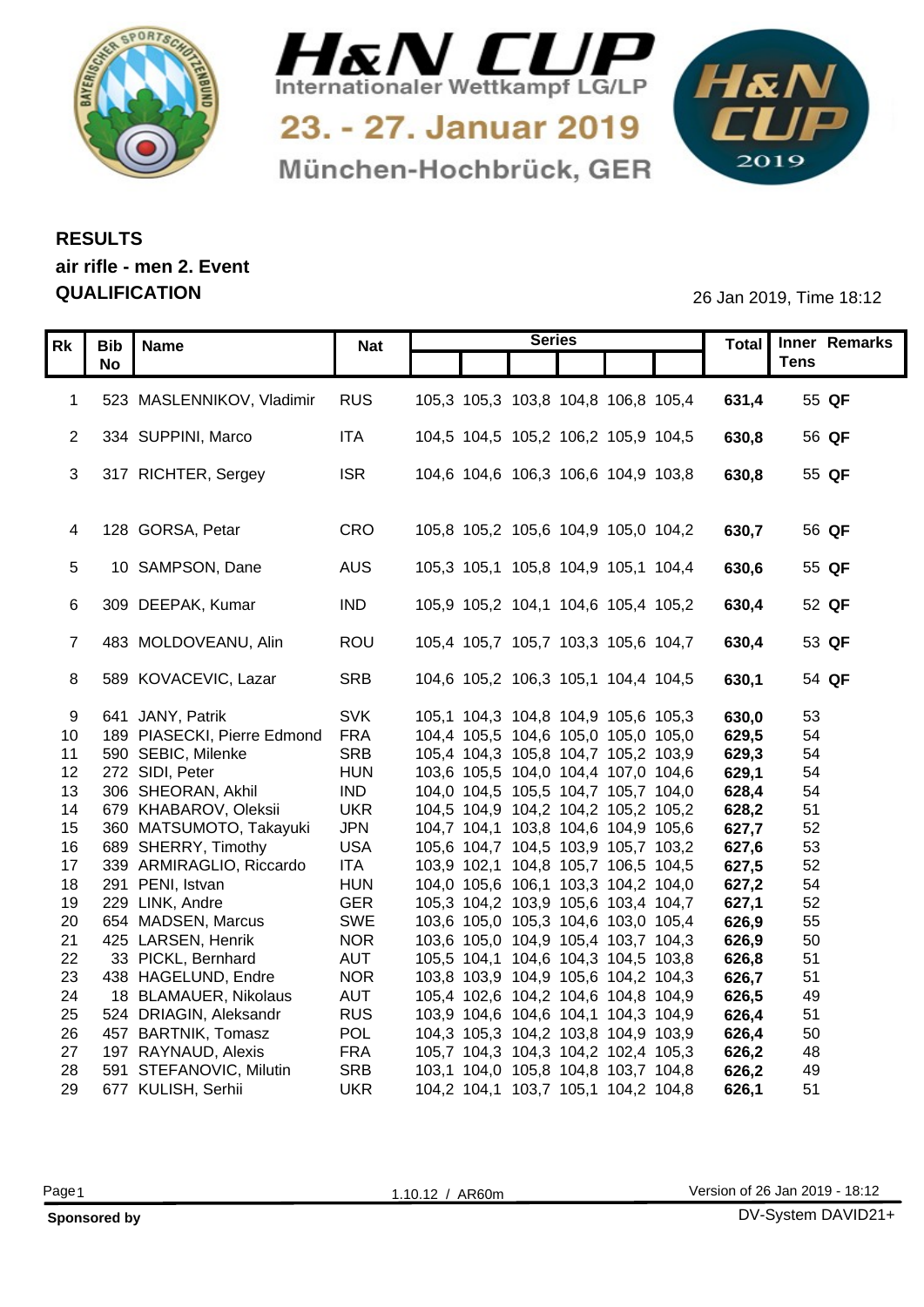# H&N CUP

Internationaler Wettkampf LG/LP

23. - 27. Januar 2019

München-Hochbrück, GER

## RESULTS

**air rifle - men 2. Event**

**QUALIFICATION**

26 Jan 2019, Time 18:12

| Rk | Bib No | Name | Nat | Series | | | | | | Total | Inner Tens | Remarks |
|---|---|---|---|---|---|---|---|---|---|---|---|---|
| 1 | 523 | MASLENNIKOV, Vladimir | RUS | 105,3 | 105,3 | 103,8 | 104,8 | 106,8 | 105,4 | **631,4** | 55 | **QF** |
| 2 | 334 | SUPPINI, Marco | ITA | 104,5 | 104,5 | 105,2 | 106,2 | 105,9 | 104,5 | **630,8** | 56 | **QF** |
| 3 | 317 | RICHTER, Sergey | ISR | 104,6 | 104,6 | 106,3 | 106,6 | 104,9 | 103,8 | **630,8** | 55 | **QF** |
| 4 | 128 | GORSA, Petar | CRO | 105,8 | 105,2 | 105,6 | 104,9 | 105,0 | 104,2 | **630,7** | 56 | **QF** |
| 5 | 10 | SAMPSON, Dane | AUS | 105,3 | 105,1 | 105,8 | 104,9 | 105,1 | 104,4 | **630,6** | 55 | **QF** |
| 6 | 309 | DEEPAK, Kumar | IND | 105,9 | 105,2 | 104,1 | 104,6 | 105,4 | 105,2 | **630,4** | 52 | **QF** |
| 7 | 483 | MOLDOVEANU, Alin | ROU | 105,4 | 105,7 | 105,7 | 103,3 | 105,6 | 104,7 | **630,4** | 53 | **QF** |
| 8 | 589 | KOVACEVIC, Lazar | SRB | 104,6 | 105,2 | 106,3 | 105,1 | 104,4 | 104,5 | **630,1** | 54 | **QF** |
| 9 | 641 | JANY, Patrik | SVK | 105,1 | 104,3 | 104,8 | 104,9 | 105,6 | 105,3 | **630,0** | 53 | |
| 10 | 189 | PIASECKI, Pierre Edmond | FRA | 104,4 | 105,5 | 104,6 | 105,0 | 105,0 | 105,0 | **629,5** | 54 | |
| 11 | 590 | SEBIC, Milenke | SRB | 105,4 | 104,3 | 105,8 | 104,7 | 105,2 | 103,9 | **629,3** | 54 | |
| 12 | 272 | SIDI, Peter | HUN | 103,6 | 105,5 | 104,0 | 104,4 | 107,0 | 104,6 | **629,1** | 54 | |
| 13 | 306 | SHEORAN, Akhil | IND | 104,0 | 104,5 | 105,5 | 104,7 | 105,7 | 104,0 | **628,4** | 54 | |
| 14 | 679 | KHABAROV, Oleksii | UKR | 104,5 | 104,9 | 104,2 | 104,2 | 105,2 | 105,2 | **628,2** | 51 | |
| 15 | 360 | MATSUMOTO, Takayuki | JPN | 104,7 | 104,1 | 103,8 | 104,6 | 104,9 | 105,6 | **627,7** | 52 | |
| 16 | 689 | SHERRY, Timothy | USA | 105,6 | 104,7 | 104,5 | 103,9 | 105,7 | 103,2 | **627,6** | 53 | |
| 17 | 339 | ARMIRAGLIO, Riccardo | ITA | 103,9 | 102,1 | 104,8 | 105,7 | 106,5 | 104,5 | **627,5** | 52 | |
| 18 | 291 | PENI, Istvan | HUN | 104,0 | 105,6 | 106,1 | 103,3 | 104,2 | 104,0 | **627,2** | 54 | |
| 19 | 229 | LINK, Andre | GER | 105,3 | 104,2 | 103,9 | 105,6 | 103,4 | 104,7 | **627,1** | 52 | |
| 20 | 654 | MADSEN, Marcus | SWE | 103,6 | 105,0 | 105,3 | 104,6 | 103,0 | 105,4 | **626,9** | 55 | |
| 21 | 425 | LARSEN, Henrik | NOR | 103,6 | 105,0 | 104,9 | 105,4 | 103,7 | 104,3 | **626,9** | 50 | |
| 22 | 33 | PICKL, Bernhard | AUT | 105,5 | 104,1 | 104,6 | 104,3 | 104,5 | 103,8 | **626,8** | 51 | |
| 23 | 438 | HAGELUND, Endre | NOR | 103,8 | 103,9 | 104,9 | 105,6 | 104,2 | 104,3 | **626,7** | 51 | |
| 24 | 18 | BLAMAUER, Nikolaus | AUT | 105,4 | 102,6 | 104,2 | 104,6 | 104,8 | 104,9 | **626,5** | 49 | |
| 25 | 524 | DRIAGIN, Aleksandr | RUS | 103,9 | 104,6 | 104,6 | 104,1 | 104,3 | 104,9 | **626,4** | 51 | |
| 26 | 457 | BARTNIK, Tomasz | POL | 104,3 | 105,3 | 104,2 | 103,8 | 104,9 | 103,9 | **626,4** | 50 | |
| 27 | 197 | RAYNAUD, Alexis | FRA | 105,7 | 104,3 | 104,3 | 104,2 | 102,4 | 105,3 | **626,2** | 48 | |
| 28 | 591 | STEFANOVIC, Milutin | SRB | 103,1 | 104,0 | 105,8 | 104,8 | 103,7 | 104,8 | **626,2** | 49 | |
| 29 | 677 | KULISH, Serhii | UKR | 104,2 | 104,1 | 103,7 | 105,1 | 104,2 | 104,8 | **626,1** | 51 | |

1.10.12 / AR60m

Version of 26 Jan 2019 - 18:12

**Sponsored by**

DV-System DAVID21+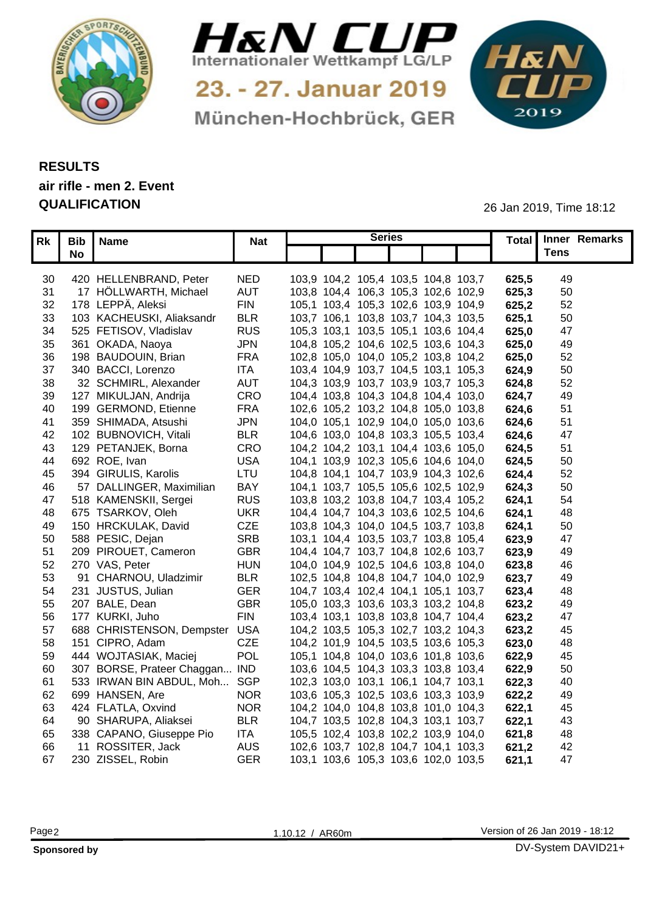# H&N CUP

Internationaler Wettkampf LG/LP

23. - 27. Januar 2019

München-Hochbrück, GER

## RESULTS
## air rifle - men 2. Event
## QUALIFICATION

26 Jan 2019, Time 18:12

| Rk | Bib No | Name | Nat | Series | | | | | | Total | Inner Tens | Remarks |
|---|---|---|---|---|---|---|---|---|---|---|---|---|
| 30 | 420 | HELLENBRAND, Peter | NED | 103,9 | 104,2 | 105,4 | 103,5 | 104,8 | 103,7 | **625,5** | 49 | |
| 31 | 17 | HÖLLWARTH, Michael | AUT | 103,8 | 104,4 | 106,3 | 105,3 | 102,6 | 102,9 | **625,3** | 50 | |
| 32 | 178 | LEPPÄ, Aleksi | FIN | 105,1 | 103,4 | 105,3 | 102,6 | 103,9 | 104,9 | **625,2** | 52 | |
| 33 | 103 | KACHEUSKI, Aliaksandr | BLR | 103,7 | 106,1 | 103,8 | 103,7 | 104,3 | 103,5 | **625,1** | 50 | |
| 34 | 525 | FETISOV, Vladislav | RUS | 105,3 | 103,1 | 103,5 | 105,1 | 103,6 | 104,4 | **625,0** | 47 | |
| 35 | 361 | OKADA, Naoya | JPN | 104,8 | 105,2 | 104,6 | 102,5 | 103,6 | 104,3 | **625,0** | 49 | |
| 36 | 198 | BAUDOUIN, Brian | FRA | 102,8 | 105,0 | 104,0 | 105,2 | 103,8 | 104,2 | **625,0** | 52 | |
| 37 | 340 | BACCI, Lorenzo | ITA | 103,4 | 104,9 | 103,7 | 104,5 | 103,1 | 105,3 | **624,9** | 50 | |
| 38 | 32 | SCHMIRL, Alexander | AUT | 104,3 | 103,9 | 103,7 | 103,9 | 103,7 | 105,3 | **624,8** | 52 | |
| 39 | 127 | MIKULJAN, Andrija | CRO | 104,4 | 103,8 | 104,3 | 104,8 | 104,4 | 103,0 | **624,7** | 49 | |
| 40 | 199 | GERMOND, Etienne | FRA | 102,6 | 105,2 | 103,2 | 104,8 | 105,0 | 103,8 | **624,6** | 51 | |
| 41 | 359 | SHIMADA, Atsushi | JPN | 104,0 | 105,1 | 102,9 | 104,0 | 105,0 | 103,6 | **624,6** | 51 | |
| 42 | 102 | BUBNOVICH, Vitali | BLR | 104,6 | 103,0 | 104,8 | 103,3 | 105,5 | 103,4 | **624,6** | 47 | |
| 43 | 129 | PETANJEK, Borna | CRO | 104,2 | 104,2 | 103,1 | 104,4 | 103,6 | 105,0 | **624,5** | 51 | |
| 44 | 692 | ROE, Ivan | USA | 104,1 | 103,9 | 102,3 | 105,6 | 104,6 | 104,0 | **624,5** | 50 | |
| 45 | 394 | GIRULIS, Karolis | LTU | 104,8 | 104,1 | 104,7 | 103,9 | 104,3 | 102,6 | **624,4** | 52 | |
| 46 | 57 | DALLINGER, Maximilian | BAY | 104,1 | 103,7 | 105,5 | 105,6 | 102,5 | 102,9 | **624,3** | 50 | |
| 47 | 518 | KAMENSKII, Sergei | RUS | 103,8 | 103,2 | 103,8 | 104,7 | 103,4 | 105,2 | **624,1** | 54 | |
| 48 | 675 | TSARKOV, Oleh | UKR | 104,4 | 104,7 | 104,3 | 103,6 | 102,5 | 104,6 | **624,1** | 48 | |
| 49 | 150 | HRCKULAK, David | CZE | 103,8 | 104,3 | 104,0 | 104,5 | 103,7 | 103,8 | **624,1** | 50 | |
| 50 | 588 | PESIC, Dejan | SRB | 103,1 | 104,4 | 103,5 | 103,7 | 103,8 | 105,4 | **623,9** | 47 | |
| 51 | 209 | PIROUET, Cameron | GBR | 104,4 | 104,7 | 103,7 | 104,8 | 102,6 | 103,7 | **623,9** | 49 | |
| 52 | 270 | VAS, Peter | HUN | 104,0 | 104,9 | 102,5 | 104,6 | 103,8 | 104,0 | **623,8** | 46 | |
| 53 | 91 | CHARNOU, Uladzimir | BLR | 102,5 | 104,8 | 104,8 | 104,7 | 104,0 | 102,9 | **623,7** | 49 | |
| 54 | 231 | JUSTUS, Julian | GER | 104,7 | 103,4 | 102,4 | 104,1 | 105,1 | 103,7 | **623,4** | 48 | |
| 55 | 207 | BALE, Dean | GBR | 105,0 | 103,3 | 103,6 | 103,3 | 103,2 | 104,8 | **623,2** | 49 | |
| 56 | 177 | KURKI, Juho | FIN | 103,4 | 103,1 | 103,8 | 103,8 | 104,7 | 104,4 | **623,2** | 47 | |
| 57 | 688 | CHRISTENSON, Dempster | USA | 104,2 | 103,5 | 105,3 | 102,7 | 103,2 | 104,3 | **623,2** | 45 | |
| 58 | 151 | CIPRO, Adam | CZE | 104,2 | 101,9 | 104,5 | 103,5 | 103,6 | 105,3 | **623,0** | 48 | |
| 59 | 444 | WOJTASIAK, Maciej | POL | 105,1 | 104,8 | 104,0 | 103,6 | 101,8 | 103,6 | **622,9** | 45 | |
| 60 | 307 | BORSE, Prateer Chaggan... | IND | 103,6 | 104,5 | 104,3 | 103,3 | 103,8 | 103,4 | **622,9** | 50 | |
| 61 | 533 | IRWAN BIN ABDUL, Moh... | SGP | 102,3 | 103,0 | 103,1 | 106,1 | 104,7 | 103,1 | **622,3** | 40 | |
| 62 | 699 | HANSEN, Are | NOR | 103,6 | 105,3 | 102,5 | 103,6 | 103,3 | 103,9 | **622,2** | 49 | |
| 63 | 424 | FLATLA, Oxvind | NOR | 104,2 | 104,0 | 104,8 | 103,8 | 101,0 | 104,3 | **622,1** | 45 | |
| 64 | 90 | SHARUPA, Aliaksei | BLR | 104,7 | 103,5 | 102,8 | 104,3 | 103,1 | 103,7 | **622,1** | 43 | |
| 65 | 338 | CAPANO, Giuseppe Pio | ITA | 105,5 | 102,4 | 103,8 | 102,2 | 103,9 | 104,0 | **621,8** | 48 | |
| 66 | 11 | ROSSITER, Jack | AUS | 102,6 | 103,7 | 102,8 | 104,7 | 104,1 | 103,3 | **621,2** | 42 | |
| 67 | 230 | ZISSEL, Robin | GER | 103,1 | 103,6 | 105,3 | 103,6 | 102,0 | 103,5 | **621,1** | 47 | |

1.10.12 / AR60m

Version of 26 Jan 2019 - 18:12

**Sponsored by**

DV-System DAVID21+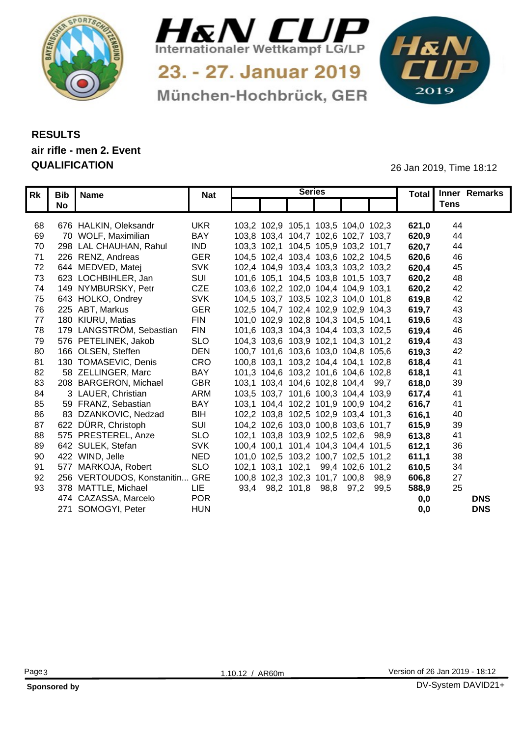# H&N CUP

Internationaler Wettkampf LG/LP

23. - 27. Januar 2019

München-Hochbrück, GER

**RESULTS**

**air rifle - men 2. Event**

**QUALIFICATION**

26 Jan 2019, Time 18:12

| Rk | Bib No | Name | Nat | Series | | | | | | Total | Inner Tens | Remarks |
|---|---|---|---|---|---|---|---|---|---|---|---|---|
| 68 | 676 | HALKIN, Oleksandr | UKR | 103,2 | 102,9 | 105,1 | 103,5 | 104,0 | 102,3 | **621,0** | 44 | |
| 69 | 70 | WOLF, Maximilian | BAY | 103,8 | 103,4 | 104,7 | 102,6 | 102,7 | 103,7 | **620,9** | 44 | |
| 70 | 298 | LAL CHAUHAN, Rahul | IND | 103,3 | 102,1 | 104,5 | 105,9 | 103,2 | 101,7 | **620,7** | 44 | |
| 71 | 226 | RENZ, Andreas | GER | 104,5 | 102,4 | 103,4 | 103,6 | 102,2 | 104,5 | **620,6** | 46 | |
| 72 | 644 | MEDVED, Matej | SVK | 102,4 | 104,9 | 103,4 | 103,3 | 103,2 | 103,2 | **620,4** | 45 | |
| 73 | 623 | LOCHBIHLER, Jan | SUI | 101,6 | 105,1 | 104,5 | 103,8 | 101,5 | 103,7 | **620,2** | 48 | |
| 74 | 149 | NYMBURSKY, Petr | CZE | 103,6 | 102,2 | 102,0 | 104,4 | 104,9 | 103,1 | **620,2** | 42 | |
| 75 | 643 | HOLKO, Ondrey | SVK | 104,5 | 103,7 | 103,5 | 102,3 | 104,0 | 101,8 | **619,8** | 42 | |
| 76 | 225 | ABT, Markus | GER | 102,5 | 104,7 | 102,4 | 102,9 | 102,9 | 104,3 | **619,7** | 43 | |
| 77 | 180 | KIURU, Matias | FIN | 101,0 | 102,9 | 102,8 | 104,3 | 104,5 | 104,1 | **619,6** | 43 | |
| 78 | 179 | LANGSTRÖM, Sebastian | FIN | 101,6 | 103,3 | 104,3 | 104,4 | 103,3 | 102,5 | **619,4** | 46 | |
| 79 | 576 | PETELINEK, Jakob | SLO | 104,3 | 103,6 | 103,9 | 102,1 | 104,3 | 101,2 | **619,4** | 43 | |
| 80 | 166 | OLSEN, Steffen | DEN | 100,7 | 101,6 | 103,6 | 103,0 | 104,8 | 105,6 | **619,3** | 42 | |
| 81 | 130 | TOMASEVIC, Denis | CRO | 100,8 | 103,1 | 103,2 | 104,4 | 104,1 | 102,8 | **618,4** | 41 | |
| 82 | 58 | ZELLINGER, Marc | BAY | 101,3 | 104,6 | 103,2 | 101,6 | 104,6 | 102,8 | **618,1** | 41 | |
| 83 | 208 | BARGERON, Michael | GBR | 103,1 | 103,4 | 104,6 | 102,8 | 104,4 | 99,7 | **618,0** | 39 | |
| 84 | 3 | LAUER, Christian | ARM | 103,5 | 103,7 | 101,6 | 100,3 | 104,4 | 103,9 | **617,4** | 41 | |
| 85 | 59 | FRANZ, Sebastian | BAY | 103,1 | 104,4 | 102,2 | 101,9 | 100,9 | 104,2 | **616,7** | 41 | |
| 86 | 83 | DZANKOVIC, Nedzad | BIH | 102,2 | 103,8 | 102,5 | 102,9 | 103,4 | 101,3 | **616,1** | 40 | |
| 87 | 622 | DÜRR, Christoph | SUI | 104,2 | 102,6 | 103,0 | 100,8 | 103,6 | 101,7 | **615,9** | 39 | |
| 88 | 575 | PRESTEREL, Anze | SLO | 102,1 | 103,8 | 103,9 | 102,5 | 102,6 | 98,9 | **613,8** | 41 | |
| 89 | 642 | SULEK, Stefan | SVK | 100,4 | 100,1 | 101,4 | 104,3 | 104,4 | 101,5 | **612,1** | 36 | |
| 90 | 422 | WIND, Jelle | NED | 101,0 | 102,5 | 103,2 | 100,7 | 102,5 | 101,2 | **611,1** | 38 | |
| 91 | 577 | MARKOJA, Robert | SLO | 102,1 | 103,1 | 102,1 | 99,4 | 102,6 | 101,2 | **610,5** | 34 | |
| 92 | 256 | VERTOUDOS, Konstantin... | GRE | 100,8 | 102,3 | 102,3 | 101,7 | 100,8 | 98,9 | **606,8** | 27 | |
| 93 | 378 | MATTLE, Michael | LIE | 93,4 | 98,2 | 101,8 | 98,8 | 97,2 | 99,5 | **588,9** | 25 | |
| | 474 | CAZASSA, Marcelo | POR | | | | | | | **0,0** | | **DNS** |
| | 271 | SOMOGYI, Peter | HUN | | | | | | | **0,0** | | **DNS** |

1.10.12 / AR60m

Version of 26 Jan 2019 - 18:12

**Sponsored by**

DV-System DAVID21+